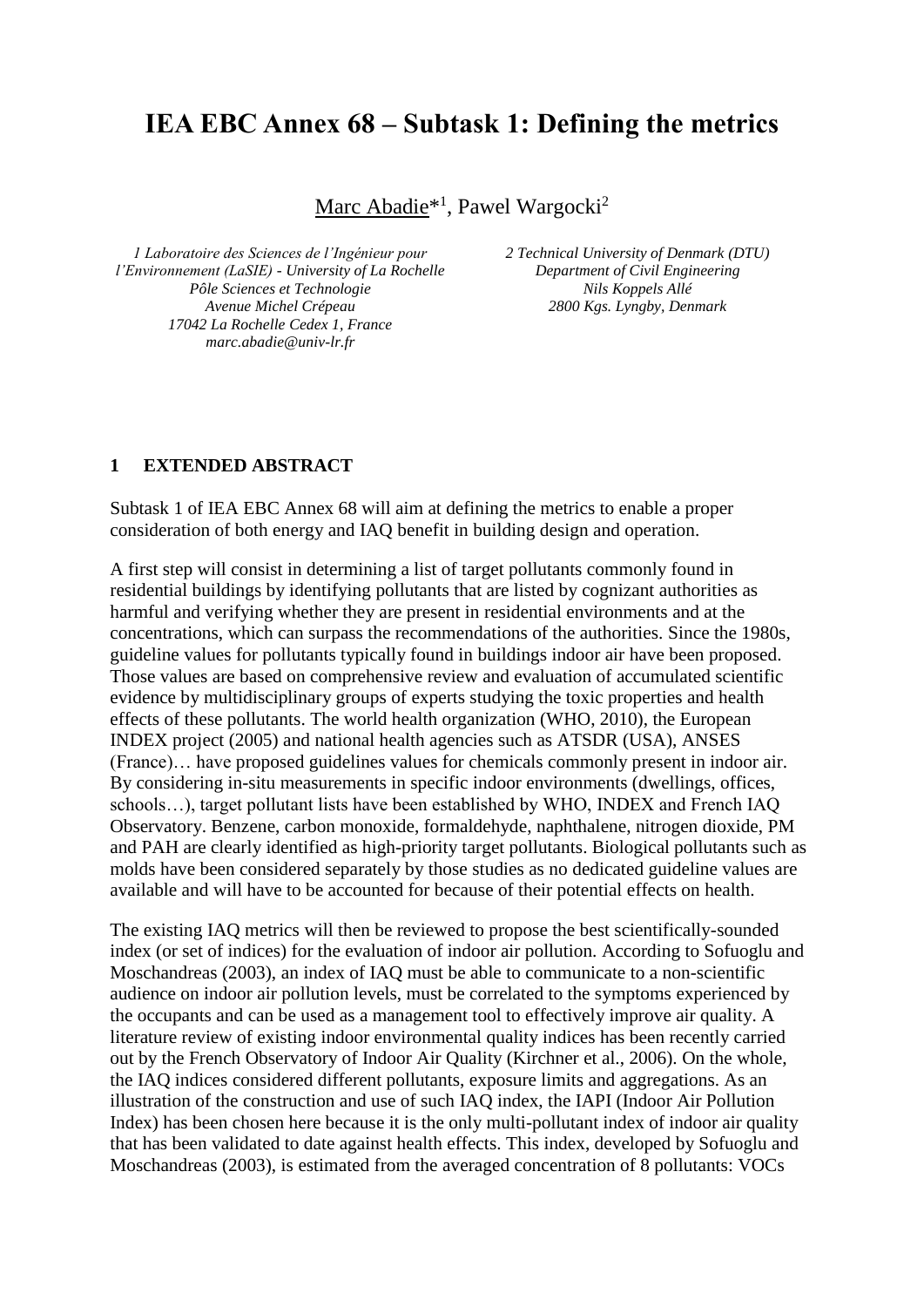# IEA EBC Annex 68 – Subtask 1: Defining the metrics

Marc Abadie*[1], Pawel Wargocki[2]

*1 Laboratoire des Sciences de l'Ingénieur pour l'Environnement (LaSIE) - University of La Rochelle*
*Pôle Sciences et Technologie*
*Avenue Michel Crépeau*
*17042 La Rochelle Cedex 1, France*
*marc.abadie@univ-lr.fr*

*2 Technical University of Denmark (DTU)*
*Department of Civil Engineering*
*Nils Koppels Allé*
*2800 Kgs. Lyngby, Denmark*

## 1 EXTENDED ABSTRACT

Subtask 1 of IEA EBC Annex 68 will aim at defining the metrics to enable a proper consideration of both energy and IAQ benefit in building design and operation.

A first step will consist in determining a list of target pollutants commonly found in residential buildings by identifying pollutants that are listed by cognizant authorities as harmful and verifying whether they are present in residential environments and at the concentrations, which can surpass the recommendations of the authorities. Since the 1980s, guideline values for pollutants typically found in buildings indoor air have been proposed. Those values are based on comprehensive review and evaluation of accumulated scientific evidence by multidisciplinary groups of experts studying the toxic properties and health effects of these pollutants. The world health organization (WHO, 2010), the European INDEX project (2005) and national health agencies such as ATSDR (USA), ANSES (France)… have proposed guidelines values for chemicals commonly present in indoor air. By considering in-situ measurements in specific indoor environments (dwellings, offices, schools…), target pollutant lists have been established by WHO, INDEX and French IAQ Observatory. Benzene, carbon monoxide, formaldehyde, naphthalene, nitrogen dioxide, PM and PAH are clearly identified as high-priority target pollutants. Biological pollutants such as molds have been considered separately by those studies as no dedicated guideline values are available and will have to be accounted for because of their potential effects on health.

The existing IAQ metrics will then be reviewed to propose the best scientifically-sounded index (or set of indices) for the evaluation of indoor air pollution. According to Sofuoglu and Moschandreas (2003), an index of IAQ must be able to communicate to a non-scientific audience on indoor air pollution levels, must be correlated to the symptoms experienced by the occupants and can be used as a management tool to effectively improve air quality. A literature review of existing indoor environmental quality indices has been recently carried out by the French Observatory of Indoor Air Quality (Kirchner et al., 2006). On the whole, the IAQ indices considered different pollutants, exposure limits and aggregations. As an illustration of the construction and use of such IAQ index, the IAPI (Indoor Air Pollution Index) has been chosen here because it is the only multi-pollutant index of indoor air quality that has been validated to date against health effects. This index, developed by Sofuoglu and Moschandreas (2003), is estimated from the averaged concentration of 8 pollutants: VOCs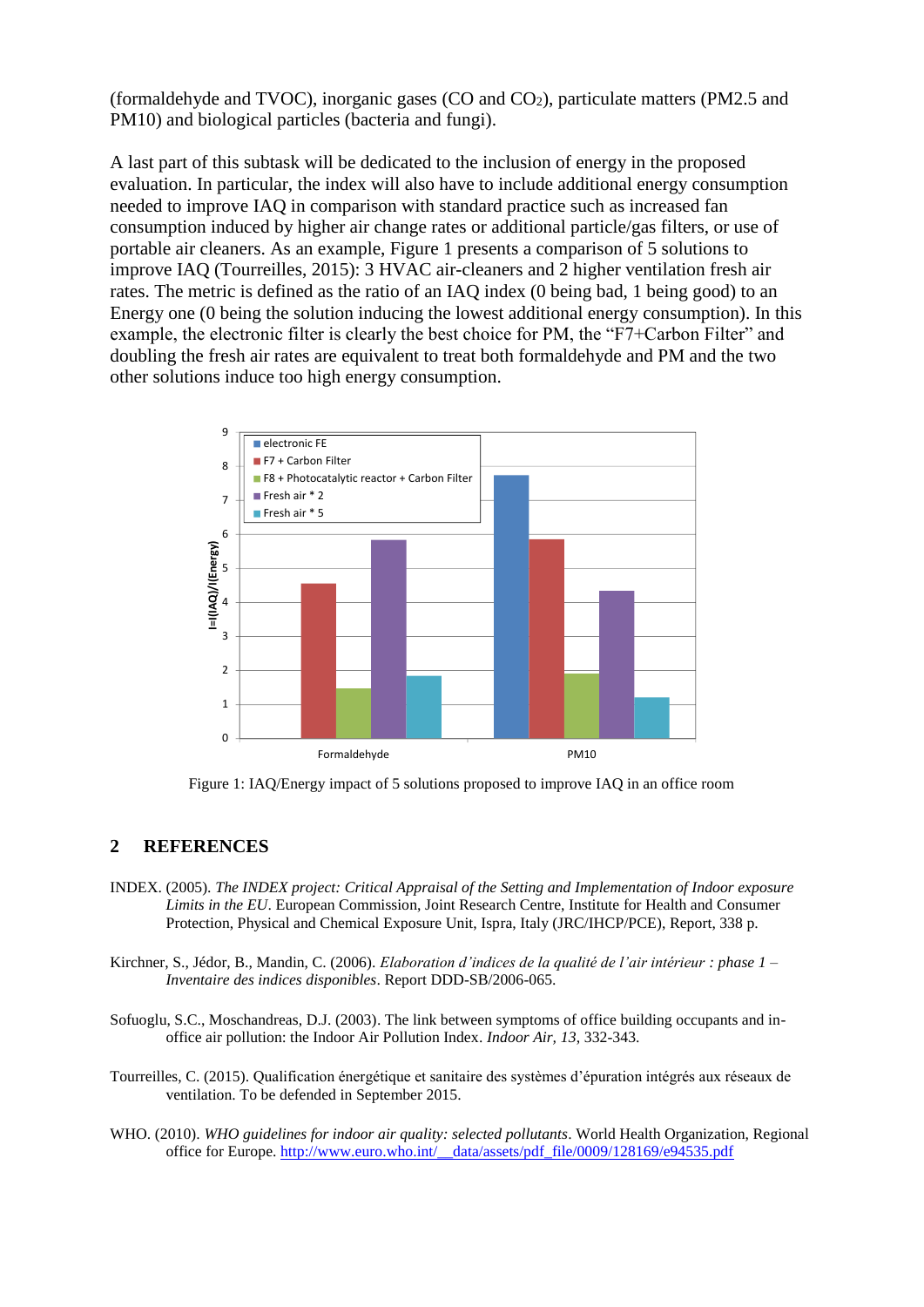(formaldehyde and TVOC), inorganic gases (CO and $CO_2$), particulate matters (PM2.5 and PM10) and biological particles (bacteria and fungi).

A last part of this subtask will be dedicated to the inclusion of energy in the proposed evaluation. In particular, the index will also have to include additional energy consumption needed to improve IAQ in comparison with standard practice such as increased fan consumption induced by higher air change rates or additional particle/gas filters, or use of portable air cleaners. As an example, Figure 1 presents a comparison of 5 solutions to improve IAQ (Tourreilles, 2015): 3 HVAC air-cleaners and 2 higher ventilation fresh air rates. The metric is defined as the ratio of an IAQ index (0 being bad, 1 being good) to an Energy one (0 being the solution inducing the lowest additional energy consumption). In this example, the electronic filter is clearly the best choice for PM, the "F7+Carbon Filter" and doubling the fresh air rates are equivalent to treat both formaldehyde and PM and the two other solutions induce too high energy consumption.

electronic FE
F7 + Carbon Filter
F8 + Photocatalytic reactor + Carbon Filter
Fresh air * 2
Fresh air * 5

I=I(IAQ)/I(Energy)

0
1
2
3
4
5
6
7
8
9

Formaldehyde
PM10

Figure 1: IAQ/Energy impact of 5 solutions proposed to improve IAQ in an office room

## 2 REFERENCES

INDEX. (2005). *The INDEX project: Critical Appraisal of the Setting and Implementation of Indoor exposure Limits in the EU*. European Commission, Joint Research Centre, Institute for Health and Consumer Protection, Physical and Chemical Exposure Unit, Ispra, Italy (JRC/IHCP/PCE), Report, 338 p.

Kirchner, S., Jédor, B., Mandin, C. (2006). *Elaboration d'indices de la qualité de l'air intérieur : phase 1 – Inventaire des indices disponibles*. Report DDD-SB/2006-065.

Sofuoglu, S.C., Moschandreas, D.J. (2003). The link between symptoms of office building occupants and in-office air pollution: the Indoor Air Pollution Index. *Indoor Air, 13*, 332-343.

Tourreilles, C. (2015). Qualification énergétique et sanitaire des systèmes d'épuration intégrés aux réseaux de ventilation. To be defended in September 2015.

WHO. (2010). *WHO guidelines for indoor air quality: selected pollutants*. World Health Organization, Regional office for Europe. http://www.euro.who.int/__data/assets/pdf_file/0009/128169/e94535.pdf